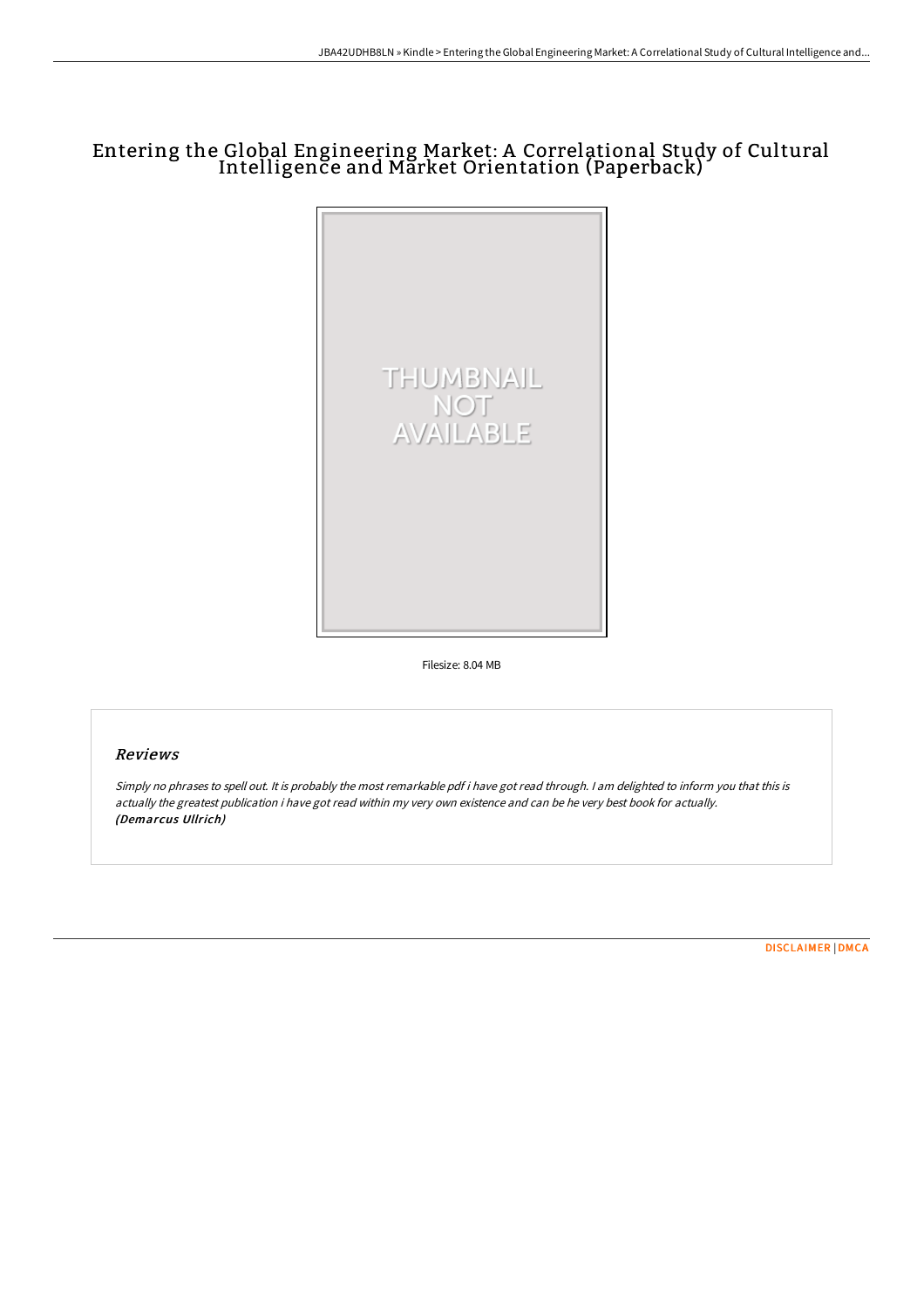# Entering the Global Engineering Market: A Correlational Study of Cultural Intelligence and Market Orientation (Paperback)

Filesize: 8.04 MB

## Reviews

*Simply no phrases to spell out. It is probably the most remarkable pdf i have got read through. I am delighted to inform you that this is actually the greatest publication i have got read within my very own existence and can be he very best book for actually.*
***(Demarcus Ullrich)***

DISCLAIMER | DMCA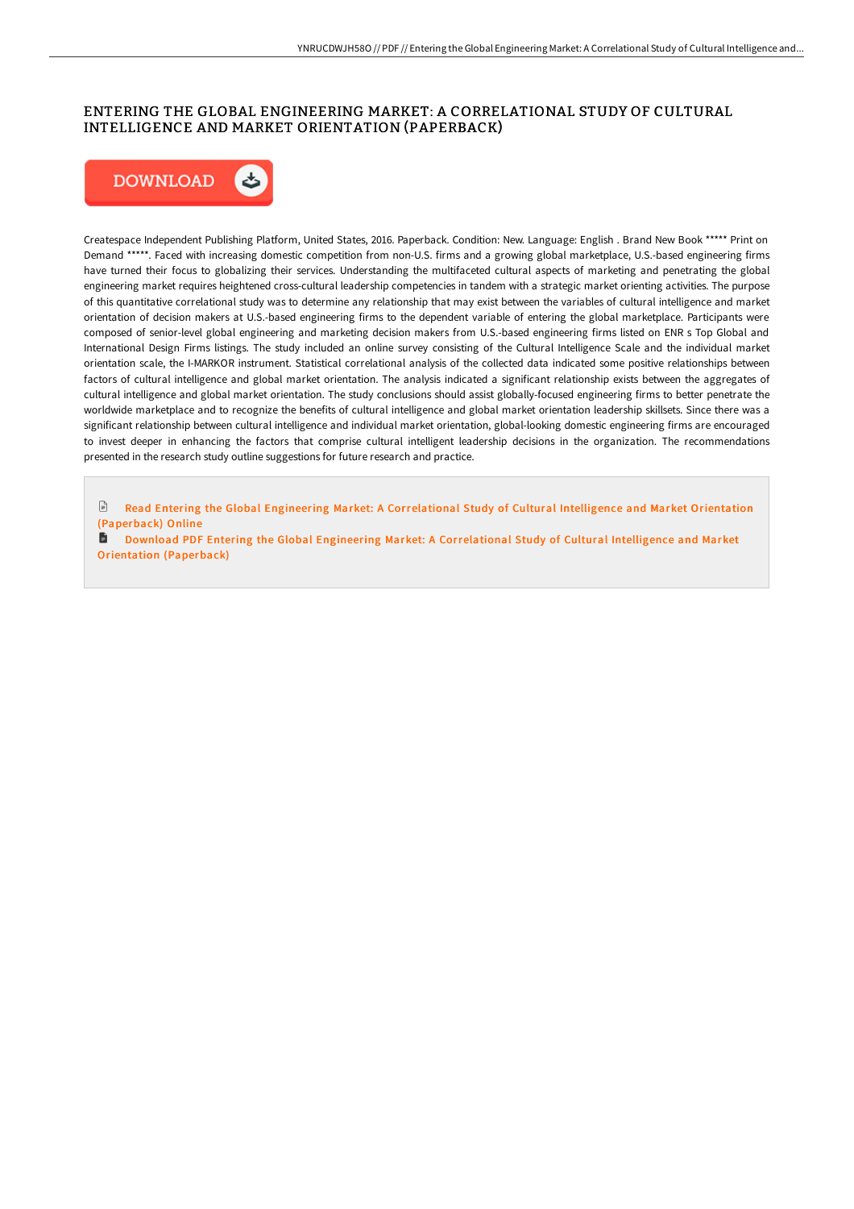# ENTERING THE GLOBAL ENGINEERING MARKET: A CORRELATIONAL STUDY OF CULTURAL INTELLIGENCE AND MARKET ORIENTATION (PAPERBACK)

DOWNLOAD

Createspace Independent Publishing Platform, United States, 2016. Paperback. Condition: New. Language: English . Brand New Book ***** Print on Demand *****. Faced with increasing domestic competition from non-U.S. firms and a growing global marketplace, U.S.-based engineering firms have turned their focus to globalizing their services. Understanding the multifaceted cultural aspects of marketing and penetrating the global engineering market requires heightened cross-cultural leadership competencies in tandem with a strategic market orienting activities. The purpose of this quantitative correlational study was to determine any relationship that may exist between the variables of cultural intelligence and market orientation of decision makers at U.S.-based engineering firms to the dependent variable of entering the global marketplace. Participants were composed of senior-level global engineering and marketing decision makers from U.S.-based engineering firms listed on ENR s Top Global and International Design Firms listings. The study included an online survey consisting of the Cultural Intelligence Scale and the individual market orientation scale, the I-MARKOR instrument. Statistical correlational analysis of the collected data indicated some positive relationships between factors of cultural intelligence and global market orientation. The analysis indicated a significant relationship exists between the aggregates of cultural intelligence and global market orientation. The study conclusions should assist globally-focused engineering firms to better penetrate the worldwide marketplace and to recognize the benefits of cultural intelligence and global market orientation leadership skillsets. Since there was a significant relationship between cultural intelligence and individual market orientation, global-looking domestic engineering firms are encouraged to invest deeper in enhancing the factors that comprise cultural intelligent leadership decisions in the organization. The recommendations presented in the research study outline suggestions for future research and practice.

Read Entering the Global Engineering Market: A Correlational Study of Cultural Intelligence and Market Orientation (Paperback) Online

Download PDF Entering the Global Engineering Market: A Correlational Study of Cultural Intelligence and Market Orientation (Paperback)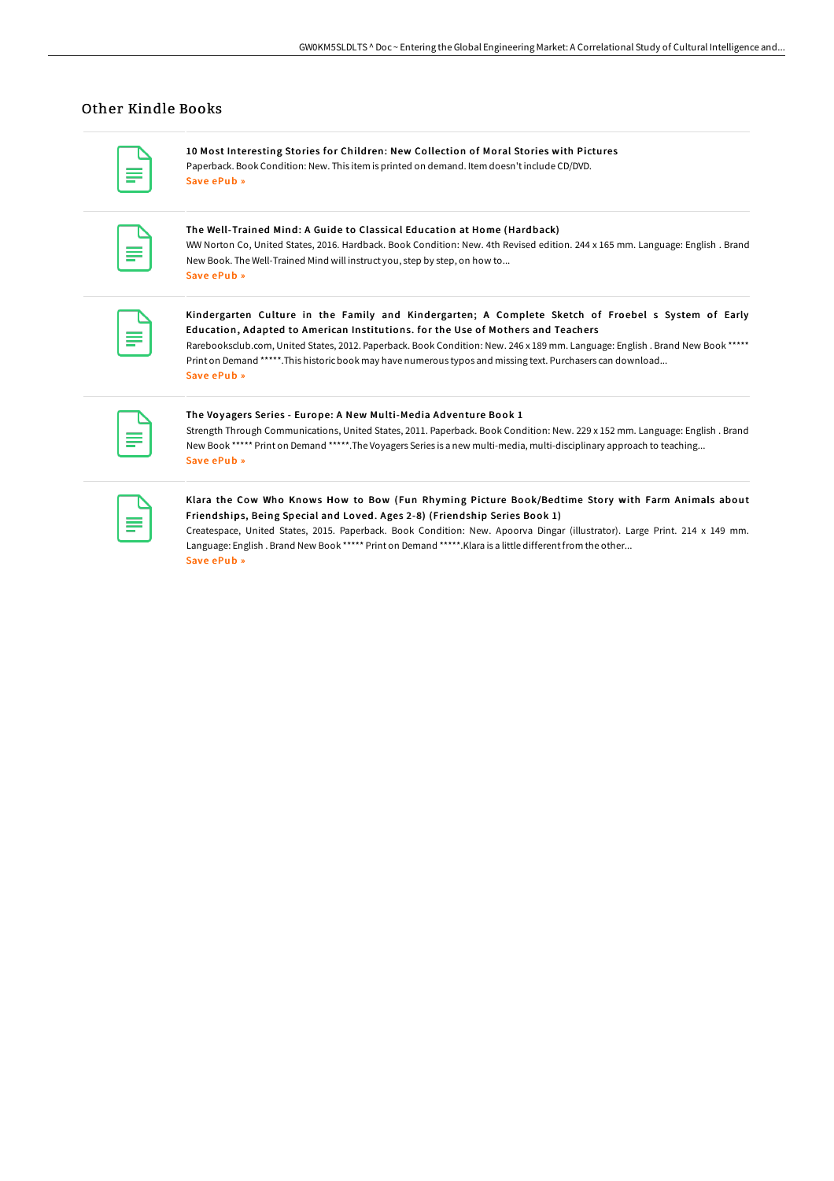## Other Kindle Books

**10 Most Interesting Stories for Children: New Collection of Moral Stories with Pictures**
Paperback. Book Condition: New. This item is printed on demand. Item doesn't include CD/DVD.
Save ePub »

**The Well-Trained Mind: A Guide to Classical Education at Home (Hardback)**
WW Norton Co, United States, 2016. Hardback. Book Condition: New. 4th Revised edition. 244 x 165 mm. Language: English . Brand New Book. The Well-Trained Mind will instruct you, step by step, on how to...
Save ePub »

**Kindergarten Culture in the Family and Kindergarten; A Complete Sketch of Froebel s System of Early Education, Adapted to American Institutions. for the Use of Mothers and Teachers**
Rarebooksclub.com, United States, 2012. Paperback. Book Condition: New. 246 x 189 mm. Language: English . Brand New Book ***** Print on Demand *****.This historic book may have numerous typos and missing text. Purchasers can download...
Save ePub »

**The Voyagers Series - Europe: A New Multi-Media Adventure Book 1**
Strength Through Communications, United States, 2011. Paperback. Book Condition: New. 229 x 152 mm. Language: English . Brand New Book ***** Print on Demand *****.The Voyagers Series is a new multi-media, multi-disciplinary approach to teaching...
Save ePub »

**Klara the Cow Who Knows How to Bow (Fun Rhyming Picture Book/Bedtime Story with Farm Animals about Friendships, Being Special and Loved. Ages 2-8) (Friendship Series Book 1)**
Createspace, United States, 2015. Paperback. Book Condition: New. Apoorva Dingar (illustrator). Large Print. 214 x 149 mm. Language: English . Brand New Book ***** Print on Demand *****.Klara is a little different from the other...
Save ePub »